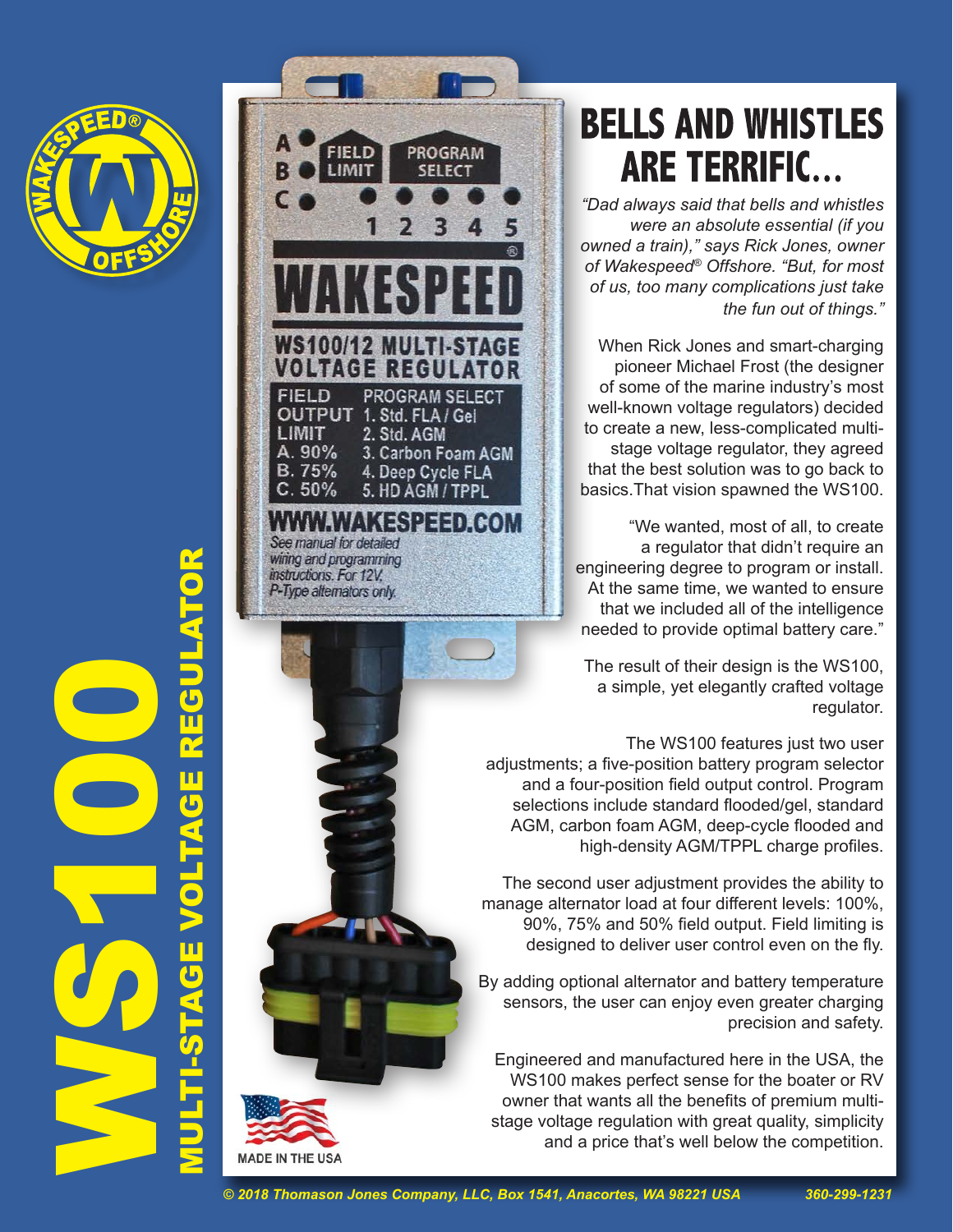# WS100

## MULTI-STAGE VOLTAGE REGULATOR

# BELLS AND WHISTLES ARE TERRIFIC...

*"Dad always said that bells and whistles were an absolute essential (if you owned a train)," says Rick Jones, owner of Wakespeed® Offshore. "But, for most of us, too many complications just take the fun out of things."*

When Rick Jones and smart-charging pioneer Michael Frost (the designer of some of the marine industry's most well-known voltage regulators) decided to create a new, less-complicated multi-stage voltage regulator, they agreed that the best solution was to go back to basics.That vision spawned the WS100.

"We wanted, most of all, to create a regulator that didn't require an engineering degree to program or install. At the same time, we wanted to ensure that we included all of the intelligence needed to provide optimal battery care."

The result of their design is the WS100, a simple, yet elegantly crafted voltage regulator.

The WS100 features just two user adjustments; a five-position battery program selector and a four-position field output control. Program selections include standard flooded/gel, standard AGM, carbon foam AGM, deep-cycle flooded and high-density AGM/TPPL charge profiles.

The second user adjustment provides the ability to manage alternator load at four different levels: 100%, 90%, 75% and 50% field output. Field limiting is designed to deliver user control even on the fly.

By adding optional alternator and battery temperature sensors, the user can enjoy even greater charging precision and safety.

Engineered and manufactured here in the USA, the WS100 makes perfect sense for the boater or RV owner that wants all the benefits of premium multi-stage voltage regulation with great quality, simplicity and a price that's well below the competition.

MADE IN THE USA

*© 2018 Thomason Jones Company, LLC, Box 1541, Anacortes, WA 98221 USA 360-299-1231*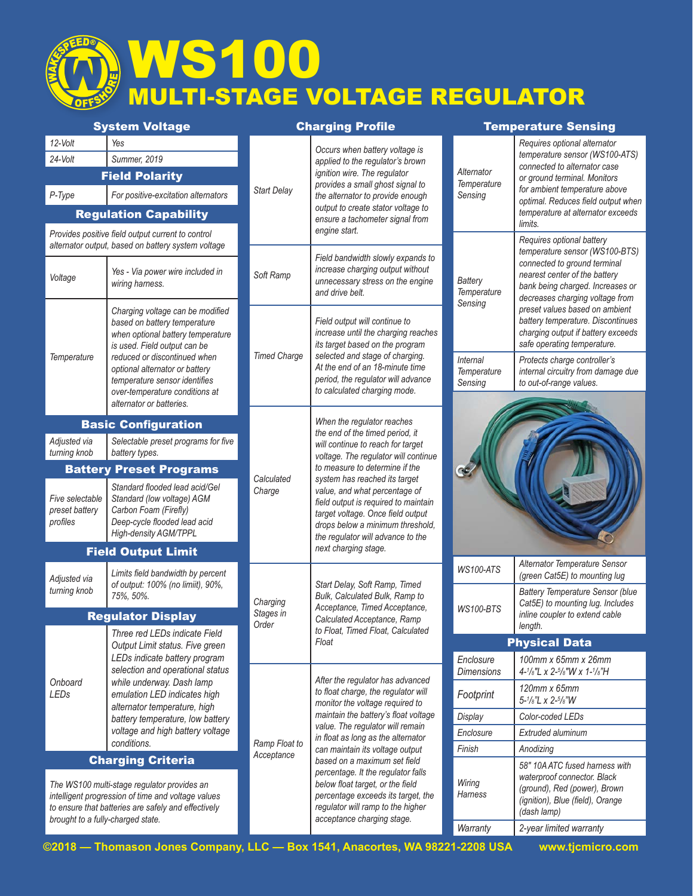# WS100

## MULTI-STAGE VOLTAGE REGULATOR

### System Voltage

| | |
|---|---|
| *12-Volt* | *Yes* |
| *24-Volt* | *Summer, 2019* |

### Field Polarity

| | |
|---|---|
| *P-Type* | *For positive-excitation alternators* |

### Regulation Capability

*Provides positive field output current to control alternator output, based on battery system voltage*

| | |
|---|---|
| *Voltage* | *Yes - Via power wire included in wiring harness.* |
| *Temperature* | *Charging voltage can be modified based on battery temperature when optional battery temperature is used. Field output can be reduced or discontinued when optional alternator or battery temperature sensor identifies over-temperature conditions at alternator or batteries.* |

### Basic Configuration

| | |
|---|---|
| *Adjusted via turning knob* | *Selectable preset programs for five battery types.* |

### Battery Preset Programs

| | |
|---|---|
| *Five selectable preset battery profiles* | *Standard flooded lead acid/Gel*<br>*Standard (low voltage) AGM*<br>*Carbon Foam (Firefly)*<br>*Deep-cycle flooded lead acid*<br>*High-density AGM/TPPL* |

### Field Output Limit

| | |
|---|---|
| *Adjusted via turning knob* | *Limits field bandwidth by percent of output: 100% (no limit), 90%, 75%, 50%.* |

### Regulator Display

| | |
|---|---|
| *Onboard LEDs* | *Three red LEDs indicate Field Output Limit status. Five green LEDs indicate battery program selection and operational status while underway. Dash lamp emulation LED indicates high alternator temperature, high battery temperature, low battery voltage and high battery voltage conditions.* |

### Charging Criteria

*The WS100 multi-stage regulator provides an intelligent progression of time and voltage values to ensure that batteries are safely and effectively brought to a fully-charged state.*

### Charging Profile

| | |
|---|---|
| *Start Delay* | *Occurs when battery voltage is applied to the regulator's brown ignition wire. The regulator provides a small ghost signal to the alternator to provide enough output to create stator voltage to ensure a tachometer signal from engine start.* |
| *Soft Ramp* | *Field bandwidth slowly expands to increase charging output without unnecessary stress on the engine and drive belt.* |
| *Timed Charge* | *Field output will continue to increase until the charging reaches its target based on the program selected and stage of charging. At the end of an 18-minute time period, the regulator will advance to calculated charging mode.* |
| *Calculated Charge* | *When the regulator reaches the end of the timed period, it will continue to reach for target voltage. The regulator will continue to measure to determine if the system has reached its target value, and what percentage of field output is required to maintain target voltage. Once field output drops below a minimum threshold, the regulator will advance to the next charging stage.* |
| *Charging Stages in Order* | *Start Delay, Soft Ramp, Timed Bulk, Calculated Bulk, Ramp to Acceptance, Timed Acceptance, Calculated Acceptance, Ramp to Float, Timed Float, Calculated Float* |
| *Ramp Float to Acceptance* | *After the regulator has advanced to float charge, the regulator will monitor the voltage required to maintain the battery's float voltage value. The regulator will remain in float as long as the alternator can maintain its voltage output based on a maximum set field percentage. It the regulator falls below float target, or the field percentage exceeds its target, the regulator will ramp to the higher acceptance charging stage.* |

### Temperature Sensing

| | |
|---|---|
| *Alternator Temperature Sensing* | *Requires optional alternator temperature sensor (WS100-ATS) connected to alternator case or ground terminal. Monitors for ambient temperature above optimal. Reduces field output when temperature at alternator exceeds limits.* |
| *Battery Temperature Sensing* | *Requires optional battery temperature sensor (WS100-BTS) connected to ground terminal nearest center of the battery bank being charged. Increases or decreases charging voltage from preset values based on ambient battery temperature. Discontinues charging output if battery exceeds safe operating temperature.* |
| *Internal Temperature Sensing* | *Protects charge controller's internal circuitry from damage due to out-of-range values.* |

| | |
|---|---|
| *WS100-ATS* | *Alternator Temperature Sensor (green Cat5E) to mounting lug* |
| *WS100-BTS* | *Battery Temperature Sensor (blue Cat5E) to mounting lug. Includes inline coupler to extend cable length.* |

### Physical Data

| | |
|---|---|
| *Enclosure Dimensions* | *100mm x 65mm x 26mm*<br>*4-1/8"L x 2-5/8"W x 1-1/8"H* |
| *Footprint* | *120mm x 65mm*<br>*5-1/8"L x 2-5/8"W* |
| *Display* | *Color-coded LEDs* |
| *Enclosure* | *Extruded aluminum* |
| *Finish* | *Anodizing* |
| *Wiring Harness* | *58" 10A ATC fused harness with waterproof connector. Black (ground), Red (power), Brown (ignition), Blue (field), Orange (dash lamp)* |
| *Warranty* | *2-year limited warranty* |

**©2018 — Thomason Jones Company, LLC — Box 1541, Anacortes, WA 98221-2208 USA www.tjcmicro.com**